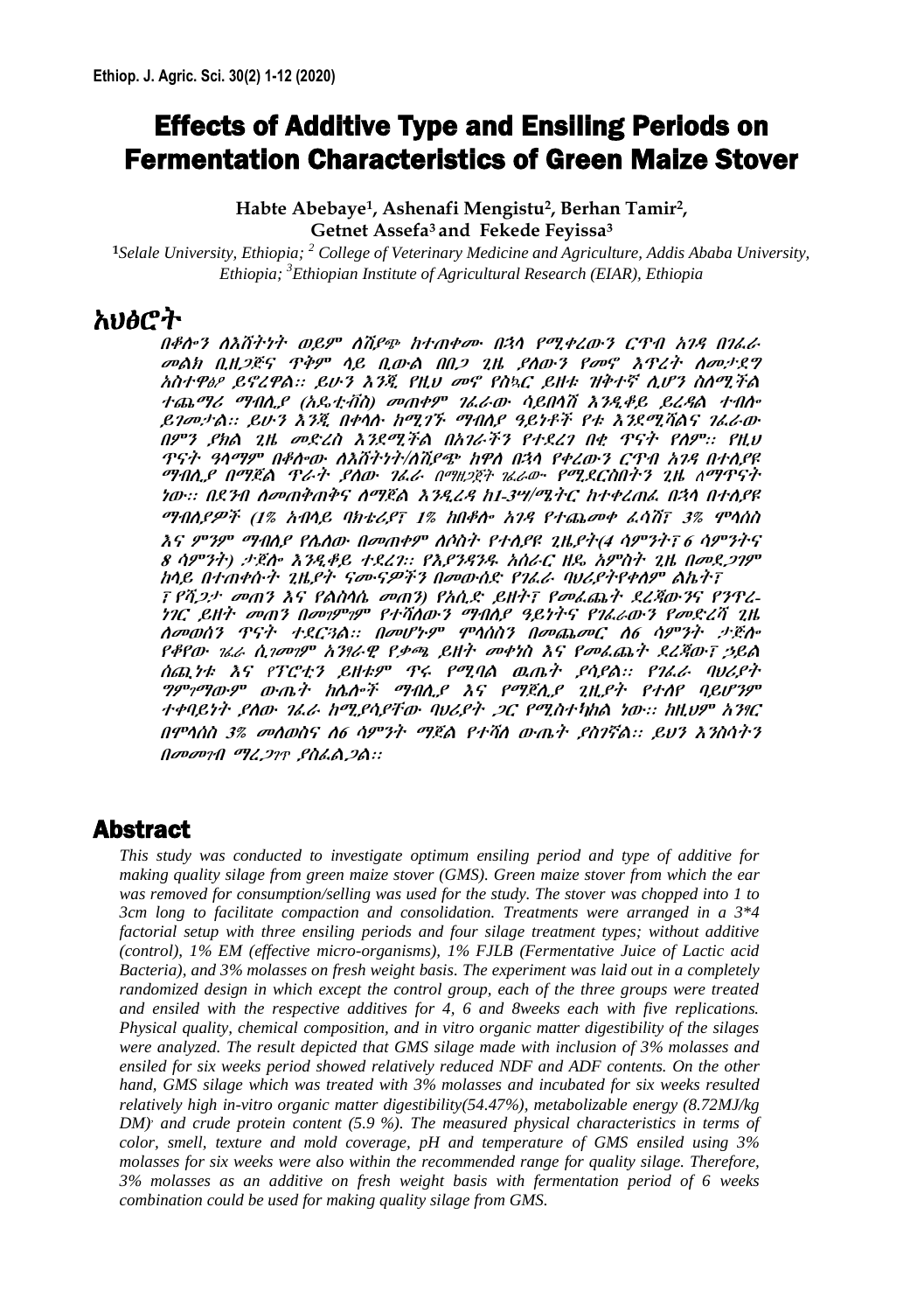# Effects of Additive Type and Ensiling Periods on Fermentation Characteristics of Green Maize Stover

**Habte Abebaye[1], Ashenafi Mengistu[2], Berhan Tamir[2], Getnet Assefa[3] and Fekede Feyissa[3]**

[1]*Selale University, Ethiopia;* [2] *College of Veterinary Medicine and Agriculture, Addis Ababa University, Ethiopia;* [3]*Ethiopian Institute of Agricultural Research (EIAR), Ethiopia*

## አህፅሮት

*በቆሎን ለእሸትነት ወይም ለሽያጭ ከተጠቀሙ በኋላ የሚቀረውን ርጥብ አገዳ በገፈራ መልክ ቢዘጋጅና ጥቅም ላይ ቢውል በበጋ ጊዜ ያለውን የመኖ እጥረት ለመቀነስ አስተዋፅዖ ይኖረዋል፡፡ ይሁን እንጂ የዚህ መኖ የስኳር ይዘቱ ዝቅተኛ ሊሆን ስለሚችል ተጨማሪ ማብሊያ (አዲቲቭስ) መጠቀም ገፈራው ሳይበላሽ እንዲቆይ ይረዳል ተብሎ ይገመታል፡፡ ይሁን እንጂ በቀላሉ ከሚገኙ ማብለያ ዓይነቶች የቱ እንደሚሻልና ገፈራው በምን ያክል ጊዜ መድረስ እንደሚችል በአገራችን የተደረገ በቂ ጥናት የለም፡፡ የዚህ ጥናት ዓላማም በቆሎው ለእሸትነት/ለሽያጭ ከዋለ በኋላ የቀረውን ርጥብ አገዳ በተለያዩ ማብለያ በማጀል ጥራት ያለው ገፈራ በማዘጋጀት ገፈራው የሚደርስበትን ጊዜ ለማጥናት ነው፡፡ በደንብ ለመጠቅጠቅና ለማጀል እንዲረዳ ከ1-3ሣ/ሜትር ከተቀረጠፈ በኋላ በተለያዩ ማብለያዎች (1% አብላይ ባክቴሪያ፣ 1% ከበቆሎ አገዳ የተጨመቀ ፈሳሽ፣ 3% ሞላሰስ እና ምንም ማብለያ የሌለው በመጠቀም ለሶስት የተለያዩ ጊዜያት(4 ሳምንት፣ 6 ሳምንትና 8 ሳምንት) ታጅሎ እንዲቆይ ተደረገ፡፡ የእያንዳንዱ አሰራር ዘዴ አምስት ጊዜ በመደጋገም ከላይ በተጠቀሱት ጊዜያት ናሙናዎችን በመውሰድ የገፈራ ባህሪያትየቀለም ልኬት፣ ፣ የሺጋታ መጠን እና የልስላሴ መጠን) የአሲድ ይዘት፣ የመፈጨት ደረጃውንና የንጥረ-ነገር ይዘት መጠን በመገምገም የተሻለውን ማብለያ ዓይነትና የገፈራውን የመድረሻ ጊዜ ለመወሰን ጥናት ተደርጓል፡፡ በመሆኑም ሞላሰስን በመጨመር ለ6 ሳምንት ታጅሎ የቆየው ገፈራ ሲገመገም አንፃራዊ የቃጫ ይዘት መቀነስ እና የመፈጨት ደረጃው፣ ኃይል ሰጪነቱ እና የፕሮቲን ይዘቱም ጥሩ የሚባል ዉጤት ያሳያል፡፡ የገፈራ ባህሪያት ግምገማውም ውጤት ከሌሎች ማብሊያ እና የማጀሊያ ጊዜያት የተለየ ባይሆንም ተቀባይነት ያለው ገፈራ ከሚያሳያቸው ባህሪያት ጋር የሚስተካከል ነው፡፡ ከዚህም አንፃር በሞላሰስ 3% መለወስና ለ6 ሳምንት ማጀል የተሻለ ውጤት ያስገኛል፡፡ ይህን እንስሳትን በመመገብ ማረጋገጥ ያስፈልጋል፡፡*

## Abstract

*This study was conducted to investigate optimum ensiling period and type of additive for making quality silage from green maize stover (GMS). Green maize stover from which the ear was removed for consumption/selling was used for the study. The stover was chopped into 1 to 3cm long to facilitate compaction and consolidation. Treatments were arranged in a 3*4 factorial setup with three ensiling periods and four silage treatment types; without additive (control), 1% EM (effective micro-organisms), 1% FJLB (Fermentative Juice of Lactic acid Bacteria), and 3% molasses on fresh weight basis. The experiment was laid out in a completely randomized design in which except the control group, each of the three groups were treated and ensiled with the respective additives for 4, 6 and 8weeks each with five replications. Physical quality, chemical composition, and in vitro organic matter digestibility of the silages were analyzed. The result depicted that GMS silage made with inclusion of 3% molasses and ensiled for six weeks period showed relatively reduced NDF and ADF contents. On the other hand, GMS silage which was treated with 3% molasses and incubated for six weeks resulted relatively high in-vitro organic matter digestibility(54.47%), metabolizable energy (8.72MJ/kg DM) and crude protein content (5.9 %). The measured physical characteristics in terms of color, smell, texture and mold coverage, pH and temperature of GMS ensiled using 3% molasses for six weeks were also within the recommended range for quality silage. Therefore, 3% molasses as an additive on fresh weight basis with fermentation period of 6 weeks combination could be used for making quality silage from GMS.*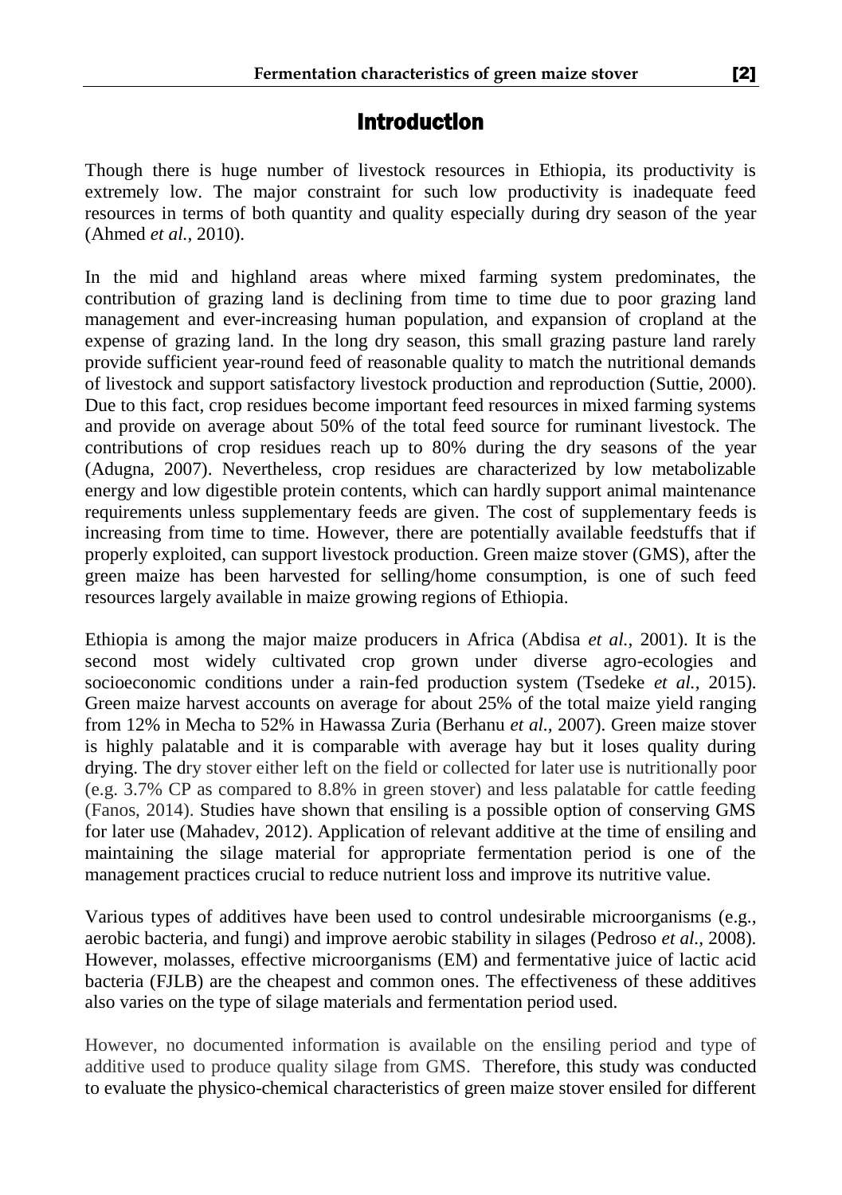## Introduction

Though there is huge number of livestock resources in Ethiopia, its productivity is extremely low. The major constraint for such low productivity is inadequate feed resources in terms of both quantity and quality especially during dry season of the year (Ahmed *et al.,* 2010).

In the mid and highland areas where mixed farming system predominates, the contribution of grazing land is declining from time to time due to poor grazing land management and ever-increasing human population, and expansion of cropland at the expense of grazing land. In the long dry season, this small grazing pasture land rarely provide sufficient year-round feed of reasonable quality to match the nutritional demands of livestock and support satisfactory livestock production and reproduction (Suttie, 2000). Due to this fact, crop residues become important feed resources in mixed farming systems and provide on average about 50% of the total feed source for ruminant livestock. The contributions of crop residues reach up to 80% during the dry seasons of the year (Adugna, 2007). Nevertheless, crop residues are characterized by low metabolizable energy and low digestible protein contents, which can hardly support animal maintenance requirements unless supplementary feeds are given. The cost of supplementary feeds is increasing from time to time. However, there are potentially available feedstuffs that if properly exploited, can support livestock production. Green maize stover (GMS), after the green maize has been harvested for selling/home consumption, is one of such feed resources largely available in maize growing regions of Ethiopia.

Ethiopia is among the major maize producers in Africa (Abdisa *et al.,* 2001). It is the second most widely cultivated crop grown under diverse agro-ecologies and socioeconomic conditions under a rain-fed production system (Tsedeke *et al.,* 2015). Green maize harvest accounts on average for about 25% of the total maize yield ranging from 12% in Mecha to 52% in Hawassa Zuria (Berhanu *et al.,* 2007). Green maize stover is highly palatable and it is comparable with average hay but it loses quality during drying. The dry stover either left on the field or collected for later use is nutritionally poor (e.g. 3.7% CP as compared to 8.8% in green stover) and less palatable for cattle feeding (Fanos, 2014). Studies have shown that ensiling is a possible option of conserving GMS for later use (Mahadev, 2012). Application of relevant additive at the time of ensiling and maintaining the silage material for appropriate fermentation period is one of the management practices crucial to reduce nutrient loss and improve its nutritive value.

Various types of additives have been used to control undesirable microorganisms (e.g., aerobic bacteria, and fungi) and improve aerobic stability in silages (Pedroso *et al.,* 2008). However, molasses, effective microorganisms (EM) and fermentative juice of lactic acid bacteria (FJLB) are the cheapest and common ones. The effectiveness of these additives also varies on the type of silage materials and fermentation period used.

However, no documented information is available on the ensiling period and type of additive used to produce quality silage from GMS. Therefore, this study was conducted to evaluate the physico-chemical characteristics of green maize stover ensiled for different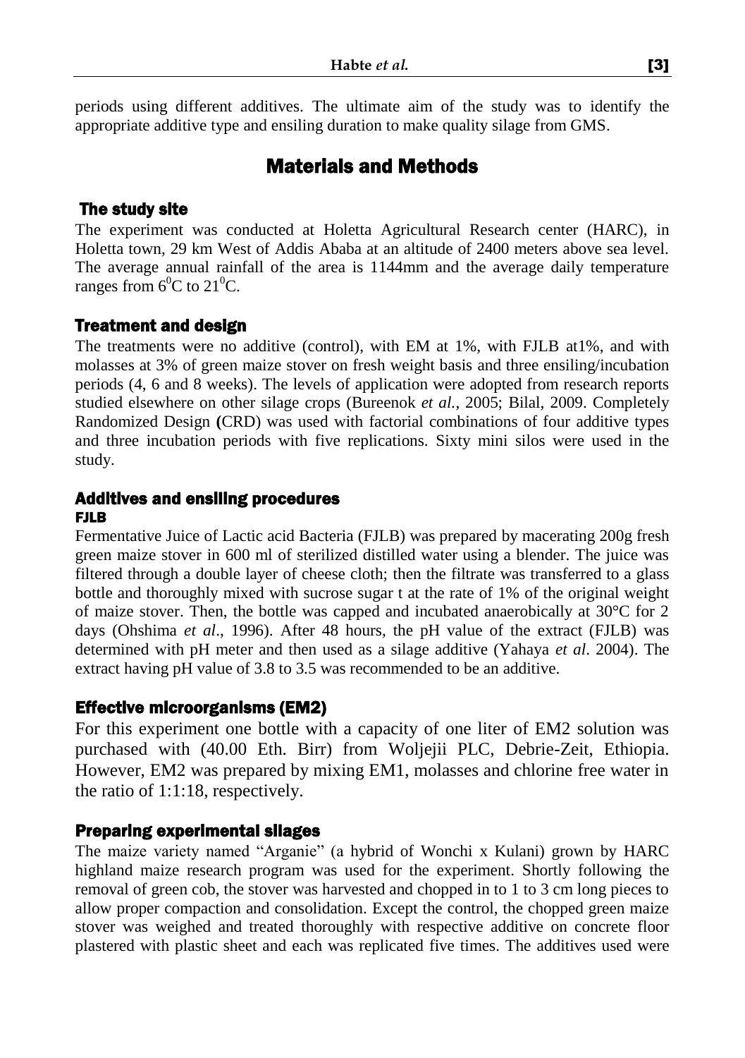periods using different additives. The ultimate aim of the study was to identify the appropriate additive type and ensiling duration to make quality silage from GMS.

## Materials and Methods

### The study site

The experiment was conducted at Holetta Agricultural Research center (HARC), in Holetta town, 29 km West of Addis Ababa at an altitude of 2400 meters above sea level. The average annual rainfall of the area is 1144mm and the average daily temperature ranges from $6^0$C to $21^0$C.

### Treatment and design

The treatments were no additive (control), with EM at 1%, with FJLB at1%, and with molasses at 3% of green maize stover on fresh weight basis and three ensiling/incubation periods (4, 6 and 8 weeks). The levels of application were adopted from research reports studied elsewhere on other silage crops (Bureenok *et al.*, 2005; Bilal, 2009. Completely Randomized Design **(**CRD) was used with factorial combinations of four additive types and three incubation periods with five replications. Sixty mini silos were used in the study.

### Additives and ensiling procedures

#### FJLB

Fermentative Juice of Lactic acid Bacteria (FJLB) was prepared by macerating 200g fresh green maize stover in 600 ml of sterilized distilled water using a blender. The juice was filtered through a double layer of cheese cloth; then the filtrate was transferred to a glass bottle and thoroughly mixed with sucrose sugar t at the rate of 1% of the original weight of maize stover. Then, the bottle was capped and incubated anaerobically at 30°C for 2 days (Ohshima *et al*., 1996). After 48 hours, the pH value of the extract (FJLB) was determined with pH meter and then used as a silage additive (Yahaya *et al*. 2004). The extract having pH value of 3.8 to 3.5 was recommended to be an additive.

### Effective microorganisms (EM2)

For this experiment one bottle with a capacity of one liter of EM2 solution was purchased with (40.00 Eth. Birr) from Woljejii PLC, Debrie-Zeit, Ethiopia. However, EM2 was prepared by mixing EM1, molasses and chlorine free water in the ratio of 1:1:18, respectively.

### Preparing experimental silages

The maize variety named "Arganie" (a hybrid of Wonchi x Kulani) grown by HARC highland maize research program was used for the experiment. Shortly following the removal of green cob, the stover was harvested and chopped in to 1 to 3 cm long pieces to allow proper compaction and consolidation. Except the control, the chopped green maize stover was weighed and treated thoroughly with respective additive on concrete floor plastered with plastic sheet and each was replicated five times. The additives used were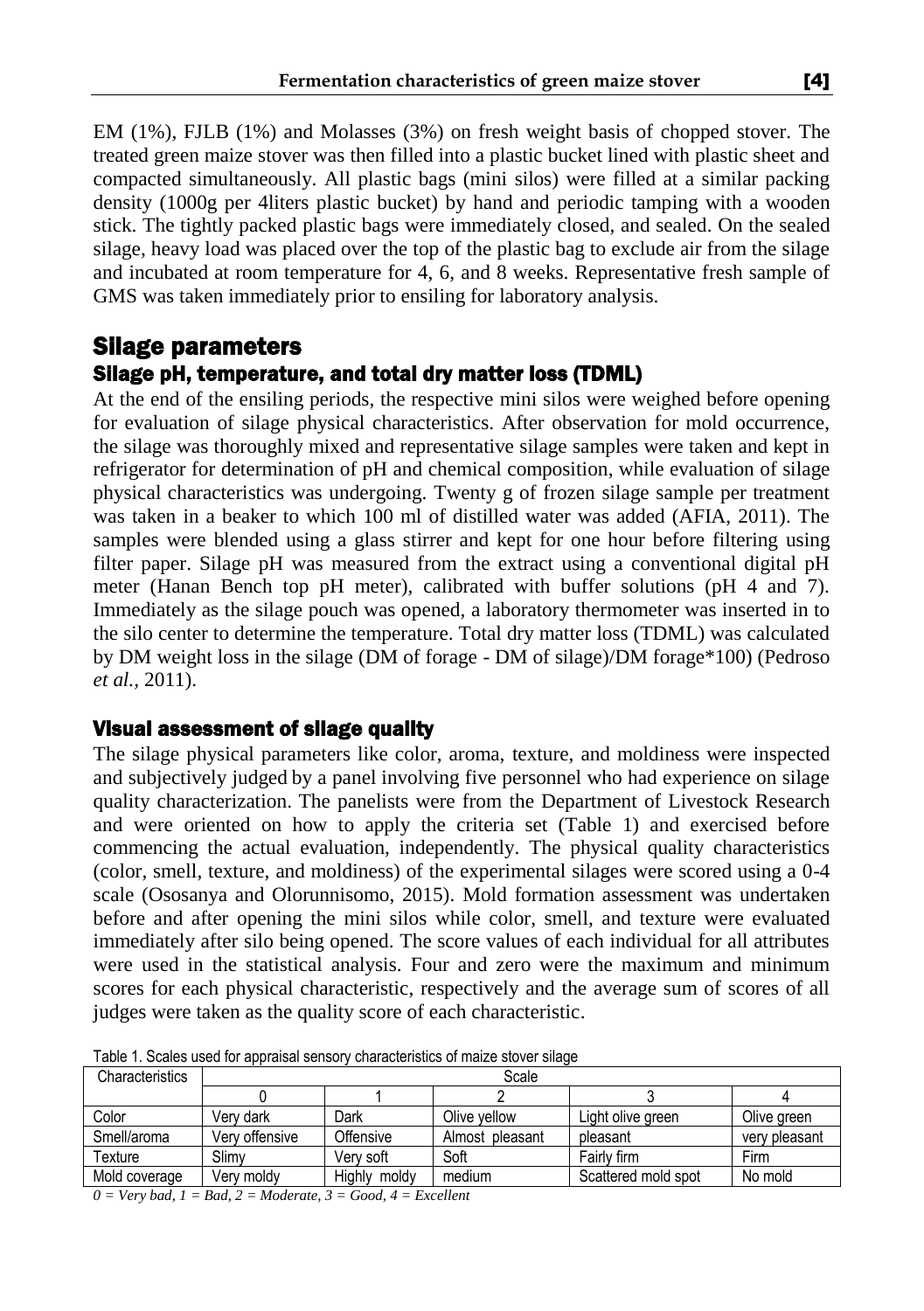EM (1%), FJLB (1%) and Molasses (3%) on fresh weight basis of chopped stover. The treated green maize stover was then filled into a plastic bucket lined with plastic sheet and compacted simultaneously. All plastic bags (mini silos) were filled at a similar packing density (1000g per 4liters plastic bucket) by hand and periodic tamping with a wooden stick. The tightly packed plastic bags were immediately closed, and sealed. On the sealed silage, heavy load was placed over the top of the plastic bag to exclude air from the silage and incubated at room temperature for 4, 6, and 8 weeks. Representative fresh sample of GMS was taken immediately prior to ensiling for laboratory analysis.

## Silage parameters

### Silage pH, temperature, and total dry matter loss (TDML)

At the end of the ensiling periods, the respective mini silos were weighed before opening for evaluation of silage physical characteristics. After observation for mold occurrence, the silage was thoroughly mixed and representative silage samples were taken and kept in refrigerator for determination of pH and chemical composition, while evaluation of silage physical characteristics was undergoing. Twenty g of frozen silage sample per treatment was taken in a beaker to which 100 ml of distilled water was added (AFIA, 2011). The samples were blended using a glass stirrer and kept for one hour before filtering using filter paper. Silage pH was measured from the extract using a conventional digital pH meter (Hanan Bench top pH meter), calibrated with buffer solutions (pH 4 and 7). Immediately as the silage pouch was opened, a laboratory thermometer was inserted in to the silo center to determine the temperature. Total dry matter loss (TDML) was calculated by DM weight loss in the silage (DM of forage - DM of silage)/DM forage*100) (Pedroso *et al.*, 2011).

### Visual assessment of silage quality

The silage physical parameters like color, aroma, texture, and moldiness were inspected and subjectively judged by a panel involving five personnel who had experience on silage quality characterization. The panelists were from the Department of Livestock Research and were oriented on how to apply the criteria set (Table 1) and exercised before commencing the actual evaluation, independently. The physical quality characteristics (color, smell, texture, and moldiness) of the experimental silages were scored using a 0-4 scale (Ososanya and Olorunnisomo, 2015). Mold formation assessment was undertaken before and after opening the mini silos while color, smell, and texture were evaluated immediately after silo being opened. The score values of each individual for all attributes were used in the statistical analysis. Four and zero were the maximum and minimum scores for each physical characteristic, respectively and the average sum of scores of all judges were taken as the quality score of each characteristic.

Table 1. Scales used for appraisal sensory characteristics of maize stover silage

| Characteristics | Scale | | | | |
|---|---|---|---|---|---|
| | 0 | 1 | 2 | 3 | 4 |
| Color | Very dark | Dark | Olive yellow | Light olive green | Olive green |
| Smell/aroma | Very offensive | Offensive | Almost pleasant | pleasant | very pleasant |
| Texture | Slimy | Very soft | Soft | Fairly firm | Firm |
| Mold coverage | Very moldy | Highly moldy | medium | Scattered mold spot | No mold |

*0 = Very bad, 1 = Bad, 2 = Moderate, 3 = Good, 4 = Excellent*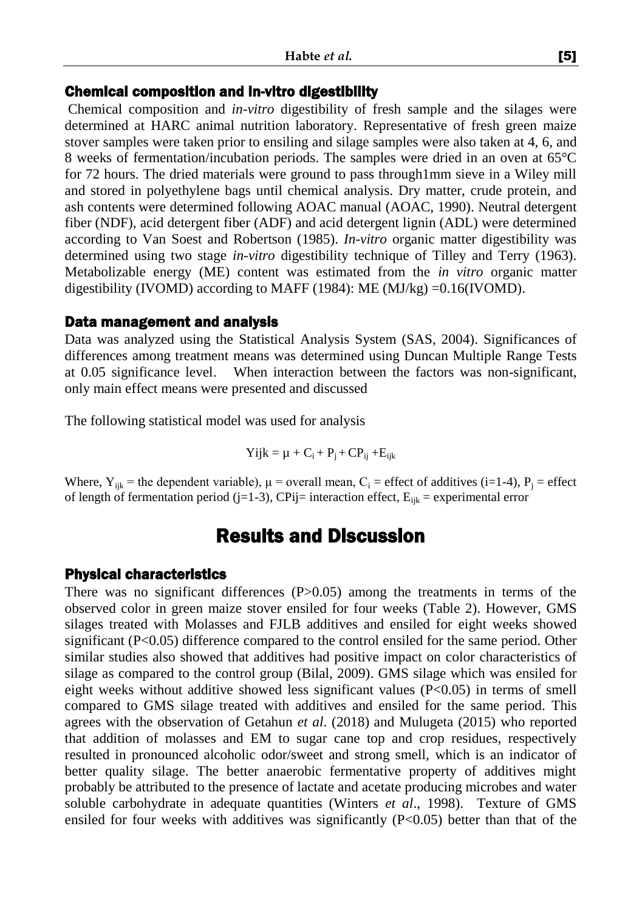### Chemical composition and in-vitro digestibility

Chemical composition and *in-vitro* digestibility of fresh sample and the silages were determined at HARC animal nutrition laboratory. Representative of fresh green maize stover samples were taken prior to ensiling and silage samples were also taken at 4, 6, and 8 weeks of fermentation/incubation periods. The samples were dried in an oven at 65°C for 72 hours. The dried materials were ground to pass through1mm sieve in a Wiley mill and stored in polyethylene bags until chemical analysis. Dry matter, crude protein, and ash contents were determined following AOAC manual (AOAC, 1990). Neutral detergent fiber (NDF), acid detergent fiber (ADF) and acid detergent lignin (ADL) were determined according to Van Soest and Robertson (1985). *In-vitro* organic matter digestibility was determined using two stage *in-vitro* digestibility technique of Tilley and Terry (1963). Metabolizable energy (ME) content was estimated from the *in vitro* organic matter digestibility (IVOMD) according to MAFF (1984): ME (MJ/kg) =0.16(IVOMD).

### Data management and analysis

Data was analyzed using the Statistical Analysis System (SAS, 2004). Significances of differences among treatment means was determined using Duncan Multiple Range Tests at 0.05 significance level. When interaction between the factors was non-significant, only main effect means were presented and discussed

The following statistical model was used for analysis

$$Yijk = \mu + C_i + P_j + CP_{ij} + E_{ijk}$$

Where, $Y_{ijk}$ = the dependent variable), $\mu$ = overall mean, $C_i$ = effect of additives (i=1-4), $P_j$ = effect of length of fermentation period (j=1-3), CPij= interaction effect, $E_{ijk}$ = experimental error

## Results and Discussion

### Physical characteristics

There was no significant differences ($P>0.05$) among the treatments in terms of the observed color in green maize stover ensiled for four weeks (Table 2). However, GMS silages treated with Molasses and FJLB additives and ensiled for eight weeks showed significant ($P<0.05$) difference compared to the control ensiled for the same period. Other similar studies also showed that additives had positive impact on color characteristics of silage as compared to the control group (Bilal, 2009). GMS silage which was ensiled for eight weeks without additive showed less significant values ($P<0.05$) in terms of smell compared to GMS silage treated with additives and ensiled for the same period. This agrees with the observation of Getahun *et al*. (2018) and Mulugeta (2015) who reported that addition of molasses and EM to sugar cane top and crop residues, respectively resulted in pronounced alcoholic odor/sweet and strong smell, which is an indicator of better quality silage. The better anaerobic fermentative property of additives might probably be attributed to the presence of lactate and acetate producing microbes and water soluble carbohydrate in adequate quantities (Winters *et al*., 1998). Texture of GMS ensiled for four weeks with additives was significantly ($P<0.05$) better than that of the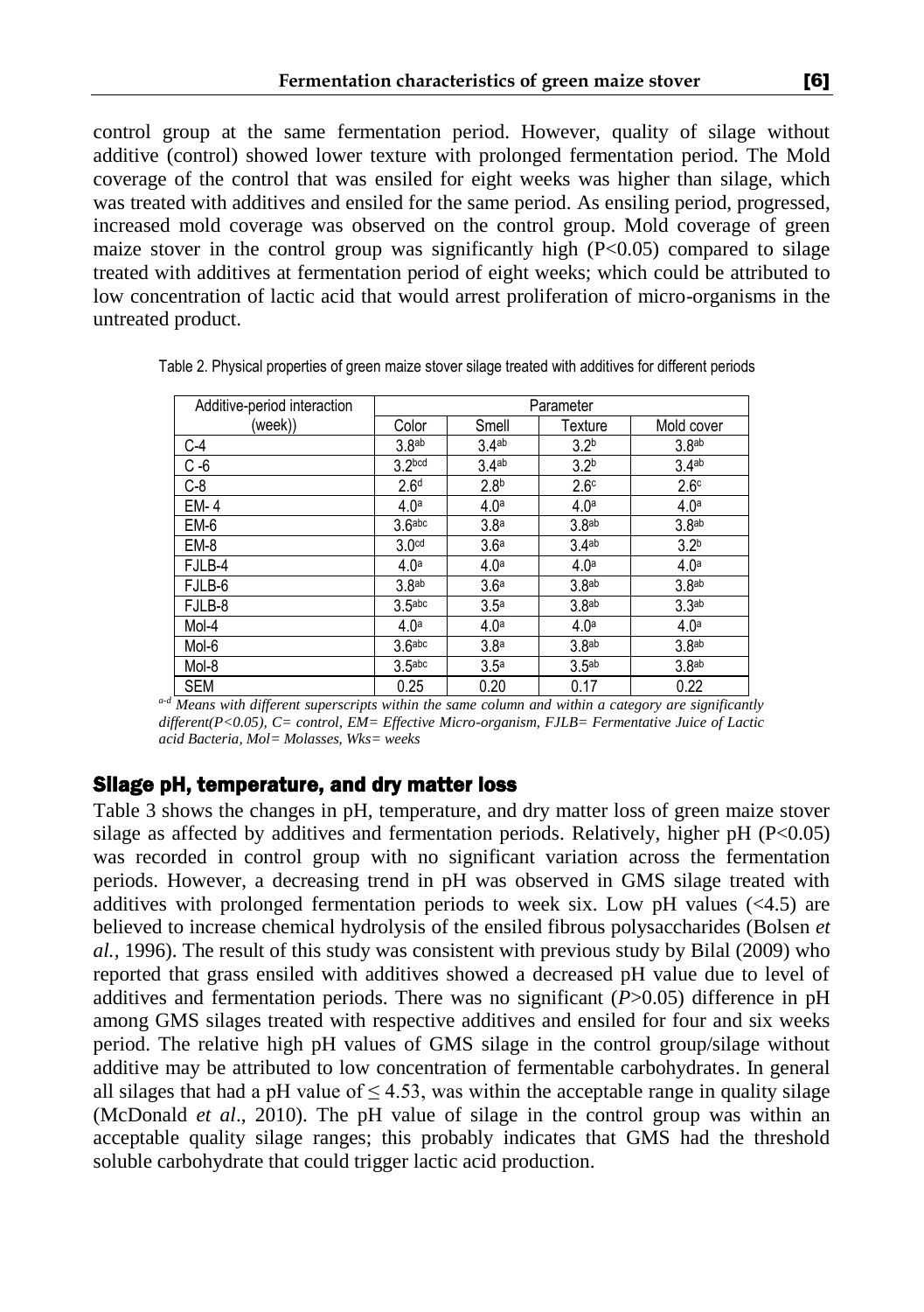control group at the same fermentation period. However, quality of silage without additive (control) showed lower texture with prolonged fermentation period. The Mold coverage of the control that was ensiled for eight weeks was higher than silage, which was treated with additives and ensiled for the same period. As ensiling period, progressed, increased mold coverage was observed on the control group. Mold coverage of green maize stover in the control group was significantly high ($P<0.05$) compared to silage treated with additives at fermentation period of eight weeks; which could be attributed to low concentration of lactic acid that would arrest proliferation of micro-organisms in the untreated product.

Table 2. Physical properties of green maize stover silage treated with additives for different periods

| Additive-period interaction (week)) | Parameter | | | |
|---|---|---|---|---|
| | Color | Smell | Texture | Mold cover |
| C-4 | $3.8^{ab}$ | $3.4^{ab}$ | $3.2^{b}$ | $3.8^{ab}$ |
| C -6 | $3.2^{bcd}$ | $3.4^{ab}$ | $3.2^{b}$ | $3.4^{ab}$ |
| C-8 | $2.6^{d}$ | $2.8^{b}$ | $2.6^{c}$ | $2.6^{c}$ |
| EM- 4 | $4.0^{a}$ | $4.0^{a}$ | $4.0^{a}$ | $4.0^{a}$ |
| EM-6 | $3.6^{abc}$ | $3.8^{a}$ | $3.8^{ab}$ | $3.8^{ab}$ |
| EM-8 | $3.0^{cd}$ | $3.6^{a}$ | $3.4^{ab}$ | $3.2^{b}$ |
| FJLB-4 | $4.0^{a}$ | $4.0^{a}$ | $4.0^{a}$ | $4.0^{a}$ |
| FJLB-6 | $3.8^{ab}$ | $3.6^{a}$ | $3.8^{ab}$ | $3.8^{ab}$ |
| FJLB-8 | $3.5^{abc}$ | $3.5^{a}$ | $3.8^{ab}$ | $3.3^{ab}$ |
| Mol-4 | $4.0^{a}$ | $4.0^{a}$ | $4.0^{a}$ | $4.0^{a}$ |
| Mol-6 | $3.6^{abc}$ | $3.8^{a}$ | $3.8^{ab}$ | $3.8^{ab}$ |
| Mol-8 | $3.5^{abc}$ | $3.5^{a}$ | $3.5^{ab}$ | $3.8^{ab}$ |
| SEM | 0.25 | 0.20 | 0.17 | 0.22 |

*[a-d] Means with different superscripts within the same column and within a category are significantly different($P<0.05$), C= control, EM= Effective Micro-organism, FJLB= Fermentative Juice of Lactic acid Bacteria, Mol= Molasses, Wks= weeks*

## Silage pH, temperature, and dry matter loss

Table 3 shows the changes in pH, temperature, and dry matter loss of green maize stover silage as affected by additives and fermentation periods. Relatively, higher pH ($P<0.05$) was recorded in control group with no significant variation across the fermentation periods. However, a decreasing trend in pH was observed in GMS silage treated with additives with prolonged fermentation periods to week six. Low pH values (<4.5) are believed to increase chemical hydrolysis of the ensiled fibrous polysaccharides (Bolsen *et al.*, 1996). The result of this study was consistent with previous study by Bilal (2009) who reported that grass ensiled with additives showed a decreased pH value due to level of additives and fermentation periods. There was no significant ($P>0.05$) difference in pH among GMS silages treated with respective additives and ensiled for four and six weeks period. The relative high pH values of GMS silage in the control group/silage without additive may be attributed to low concentration of fermentable carbohydrates. In general all silages that had a pH value of $\leq 4.53$, was within the acceptable range in quality silage (McDonald *et al*., 2010). The pH value of silage in the control group was within an acceptable quality silage ranges; this probably indicates that GMS had the threshold soluble carbohydrate that could trigger lactic acid production.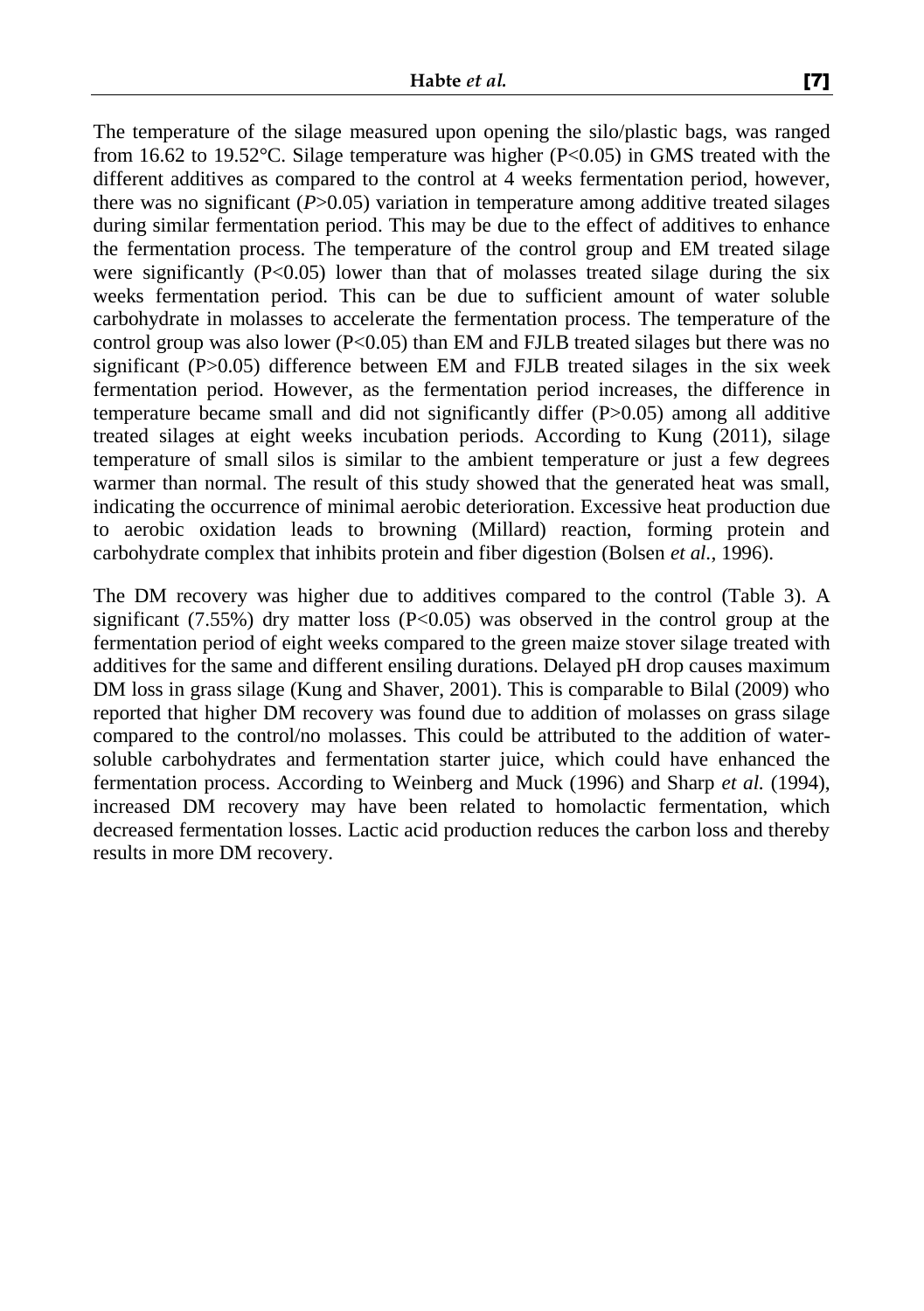The temperature of the silage measured upon opening the silo/plastic bags, was ranged from 16.62 to 19.52°C. Silage temperature was higher ($P<0.05$) in GMS treated with the different additives as compared to the control at 4 weeks fermentation period, however, there was no significant ($P>0.05$) variation in temperature among additive treated silages during similar fermentation period. This may be due to the effect of additives to enhance the fermentation process. The temperature of the control group and EM treated silage were significantly ($P<0.05$) lower than that of molasses treated silage during the six weeks fermentation period. This can be due to sufficient amount of water soluble carbohydrate in molasses to accelerate the fermentation process. The temperature of the control group was also lower ($P<0.05$) than EM and FJLB treated silages but there was no significant ($P>0.05$) difference between EM and FJLB treated silages in the six week fermentation period. However, as the fermentation period increases, the difference in temperature became small and did not significantly differ ($P>0.05$) among all additive treated silages at eight weeks incubation periods. According to Kung (2011), silage temperature of small silos is similar to the ambient temperature or just a few degrees warmer than normal. The result of this study showed that the generated heat was small, indicating the occurrence of minimal aerobic deterioration. Excessive heat production due to aerobic oxidation leads to browning (Millard) reaction, forming protein and carbohydrate complex that inhibits protein and fiber digestion (Bolsen *et al.*, 1996).

The DM recovery was higher due to additives compared to the control (Table 3). A significant (7.55%) dry matter loss ($P<0.05$) was observed in the control group at the fermentation period of eight weeks compared to the green maize stover silage treated with additives for the same and different ensiling durations. Delayed pH drop causes maximum DM loss in grass silage (Kung and Shaver, 2001). This is comparable to Bilal (2009) who reported that higher DM recovery was found due to addition of molasses on grass silage compared to the control/no molasses. This could be attributed to the addition of water-soluble carbohydrates and fermentation starter juice, which could have enhanced the fermentation process. According to Weinberg and Muck (1996) and Sharp *et al.* (1994), increased DM recovery may have been related to homolactic fermentation, which decreased fermentation losses. Lactic acid production reduces the carbon loss and thereby results in more DM recovery.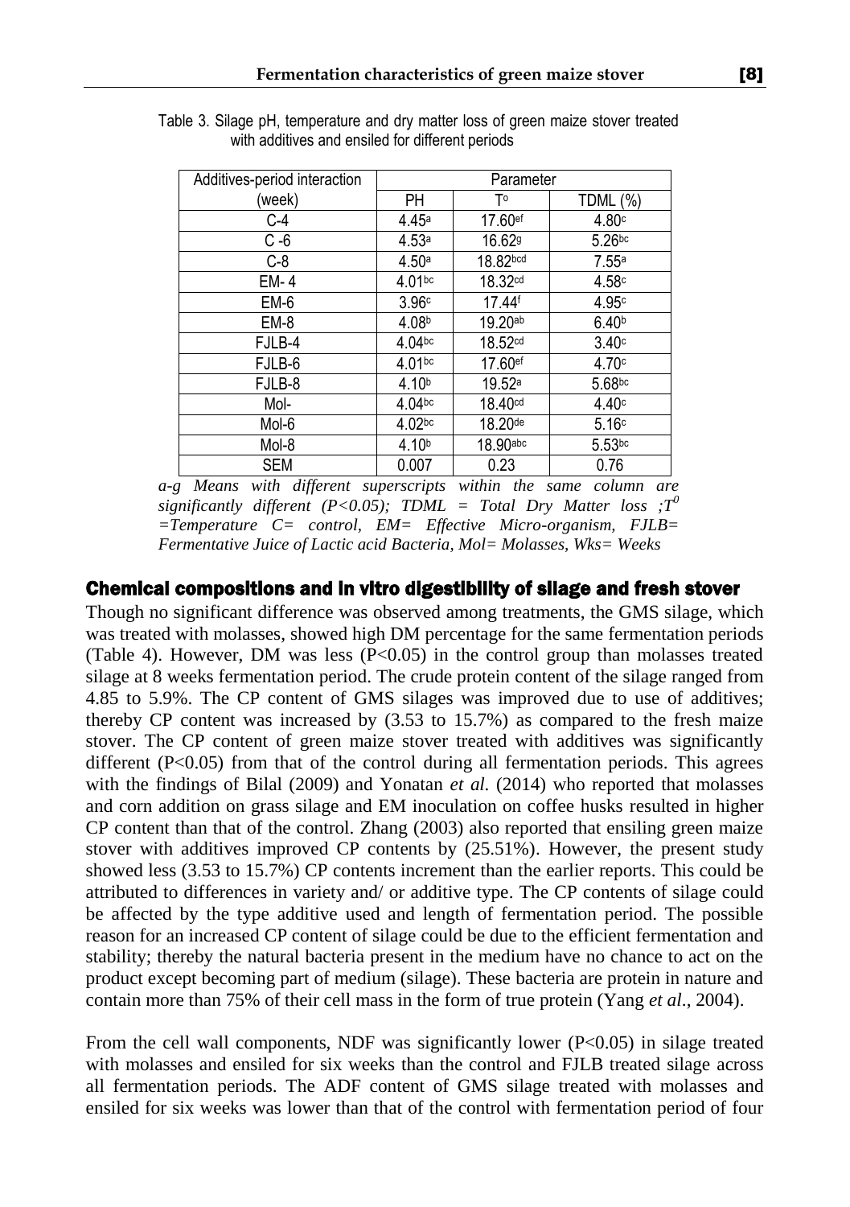Table 3. Silage pH, temperature and dry matter loss of green maize stover treated with additives and ensiled for different periods

| Additives-period interaction (week) | Parameter | | |
|---|---|---|---|
| | PH | T° | TDML (%) |
| C-4 | 4.45[a] | 17.60[ef] | 4.80[c] |
| C -6 | 4.53[a] | 16.62[g] | 5.26[bc] |
| C-8 | 4.50[a] | 18.82[bcd] | 7.55[a] |
| EM- 4 | 4.01[bc] | 18.32[cd] | 4.58[c] |
| EM-6 | 3.96[c] | 17.44[f] | 4.95[c] |
| EM-8 | 4.08[b] | 19.20[ab] | 6.40[b] |
| FJLB-4 | 4.04[bc] | 18.52[cd] | 3.40[c] |
| FJLB-6 | 4.01[bc] | 17.60[ef] | 4.70[c] |
| FJLB-8 | 4.10[b] | 19.52[a] | 5.68[bc] |
| Mol- | 4.04[bc] | 18.40[cd] | 4.40[c] |
| Mol-6 | 4.02[bc] | 18.20[de] | 5.16[c] |
| Mol-8 | 4.10[b] | 18.90[abc] | 5.53[bc] |
| SEM | 0.007 | 0.23 | 0.76 |

*a-g Means with different superscripts within the same column are significantly different ($P<0.05$); TDML = Total Dry Matter loss ;$T^0$ =Temperature C= control, EM= Effective Micro-organism, FJLB= Fermentative Juice of Lactic acid Bacteria, Mol= Molasses, Wks= Weeks*

## Chemical compositions and in vitro digestibility of silage and fresh stover

Though no significant difference was observed among treatments, the GMS silage, which was treated with molasses, showed high DM percentage for the same fermentation periods (Table 4). However, DM was less ($P<0.05$) in the control group than molasses treated silage at 8 weeks fermentation period. The crude protein content of the silage ranged from 4.85 to 5.9%. The CP content of GMS silages was improved due to use of additives; thereby CP content was increased by (3.53 to 15.7%) as compared to the fresh maize stover. The CP content of green maize stover treated with additives was significantly different ($P<0.05$) from that of the control during all fermentation periods. This agrees with the findings of Bilal (2009) and Yonatan *et al.* (2014) who reported that molasses and corn addition on grass silage and EM inoculation on coffee husks resulted in higher CP content than that of the control. Zhang (2003) also reported that ensiling green maize stover with additives improved CP contents by (25.51%). However, the present study showed less (3.53 to 15.7%) CP contents increment than the earlier reports. This could be attributed to differences in variety and/ or additive type. The CP contents of silage could be affected by the type additive used and length of fermentation period. The possible reason for an increased CP content of silage could be due to the efficient fermentation and stability; thereby the natural bacteria present in the medium have no chance to act on the product except becoming part of medium (silage). These bacteria are protein in nature and contain more than 75% of their cell mass in the form of true protein (Yang *et al*., 2004).

From the cell wall components, NDF was significantly lower ($P<0.05$) in silage treated with molasses and ensiled for six weeks than the control and FJLB treated silage across all fermentation periods. The ADF content of GMS silage treated with molasses and ensiled for six weeks was lower than that of the control with fermentation period of four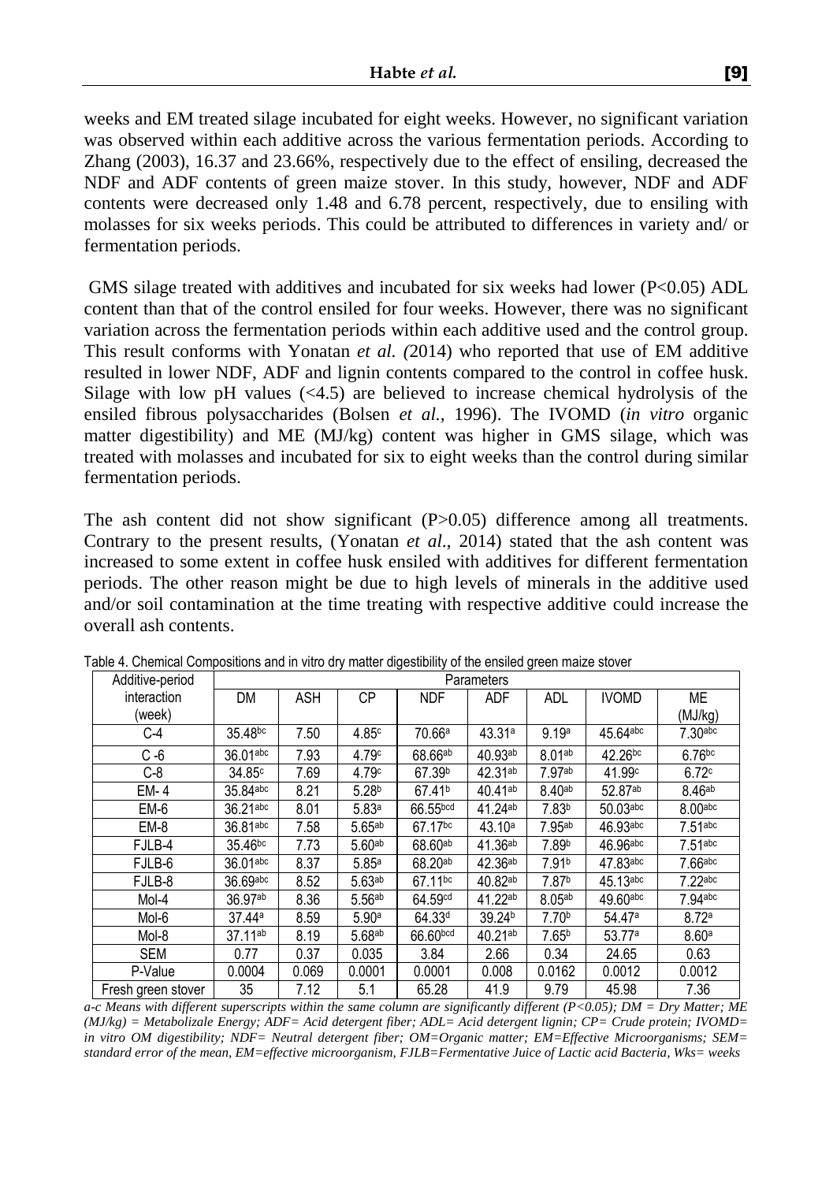weeks and EM treated silage incubated for eight weeks. However, no significant variation was observed within each additive across the various fermentation periods. According to Zhang (2003), 16.37 and 23.66%, respectively due to the effect of ensiling, decreased the NDF and ADF contents of green maize stover. In this study, however, NDF and ADF contents were decreased only 1.48 and 6.78 percent, respectively, due to ensiling with molasses for six weeks periods. This could be attributed to differences in variety and/ or fermentation periods.

GMS silage treated with additives and incubated for six weeks had lower ($P<0.05$) ADL content than that of the control ensiled for four weeks. However, there was no significant variation across the fermentation periods within each additive used and the control group. This result conforms with Yonatan *et al. (*2014) who reported that use of EM additive resulted in lower NDF, ADF and lignin contents compared to the control in coffee husk. Silage with low pH values (<4.5) are believed to increase chemical hydrolysis of the ensiled fibrous polysaccharides (Bolsen *et al.,* 1996). The IVOMD (*in vitro* organic matter digestibility) and ME (MJ/kg) content was higher in GMS silage, which was treated with molasses and incubated for six to eight weeks than the control during similar fermentation periods.

The ash content did not show significant ($P>0.05$) difference among all treatments. Contrary to the present results, (Yonatan *et al*., 2014) stated that the ash content was increased to some extent in coffee husk ensiled with additives for different fermentation periods. The other reason might be due to high levels of minerals in the additive used and/or soil contamination at the time treating with respective additive could increase the overall ash contents.

Table 4. Chemical Compositions and in vitro dry matter digestibility of the ensiled green maize stover

| Additive-period interaction (week) | Parameters | | | | | | | |
|---|---|---|---|---|---|---|---|---|
| | DM | ASH | CP | NDF | ADF | ADL | IVOMD | ME (MJ/kg) |
| C-4 | 35.48[bc] | 7.50 | 4.85[c] | 70.66[a] | 43.31[a] | 9.19[a] | 45.64[abc] | 7.30[abc] |
| C -6 | 36.01[abc] | 7.93 | 4.79[c] | 68.66[ab] | 40.93[ab] | 8.01[ab] | 42.26[bc] | 6.76[bc] |
| C-8 | 34.85[c] | 7.69 | 4.79[c] | 67.39[b] | 42.31[ab] | 7.97[ab] | 41.99[c] | 6.72[c] |
| EM- 4 | 35.84[abc] | 8.21 | 5.28[b] | 67.41[b] | 40.41[ab] | 8.40[ab] | 52.87[ab] | 8.46[ab] |
| EM-6 | 36.21[abc] | 8.01 | 5.83[a] | 66.55[bcd] | 41.24[ab] | 7.83[b] | 50.03[abc] | 8.00[abc] |
| EM-8 | 36.81[abc] | 7.58 | 5.65[ab] | 67.17[bc] | 43.10[a] | 7.95[ab] | 46.93[abc] | 7.51[abc] |
| FJLB-4 | 35.46[bc] | 7.73 | 5.60[ab] | 68.60[ab] | 41.36[ab] | 7.89[b] | 46.96[abc] | 7.51[abc] |
| FJLB-6 | 36.01[abc] | 8.37 | 5.85[a] | 68.20[ab] | 42.36[ab] | 7.91[b] | 47.83[abc] | 7.66[abc] |
| FJLB-8 | 36.69[abc] | 8.52 | 5.63[ab] | 67.11[bc] | 40.82[ab] | 7.87[b] | 45.13[abc] | 7.22[abc] |
| Mol-4 | 36.97[ab] | 8.36 | 5.56[ab] | 64.59[cd] | 41.22[ab] | 8.05[ab] | 49.60[abc] | 7.94[abc] |
| Mol-6 | 37.44[a] | 8.59 | 5.90[a] | 64.33[d] | 39.24[b] | 7.70[b] | 54.47[a] | 8.72[a] |
| Mol-8 | 37.11[ab] | 8.19 | 5.68[ab] | 66.60[bcd] | 40.21[ab] | 7.65[b] | 53.77[a] | 8.60[a] |
| SEM | 0.77 | 0.37 | 0.035 | 3.84 | 2.66 | 0.34 | 24.65 | 0.63 |
| P-Value | 0.0004 | 0.069 | 0.0001 | 0.0001 | 0.008 | 0.0162 | 0.0012 | 0.0012 |
| Fresh green stover | 35 | 7.12 | 5.1 | 65.28 | 41.9 | 9.79 | 45.98 | 7.36 |

*a-c Means with different superscripts within the same column are significantly different ($P<0.05$); DM = Dry Matter; ME (MJ/kg) = Metabolizale Energy; ADF= Acid detergent fiber; ADL= Acid detergent lignin; CP= Crude protein; IVOMD= in vitro OM digestibility; NDF= Neutral detergent fiber; OM=Organic matter; EM=Effective Microorganisms; SEM= standard error of the mean, EM=effective microorganism, FJLB=Fermentative Juice of Lactic acid Bacteria, Wks= weeks*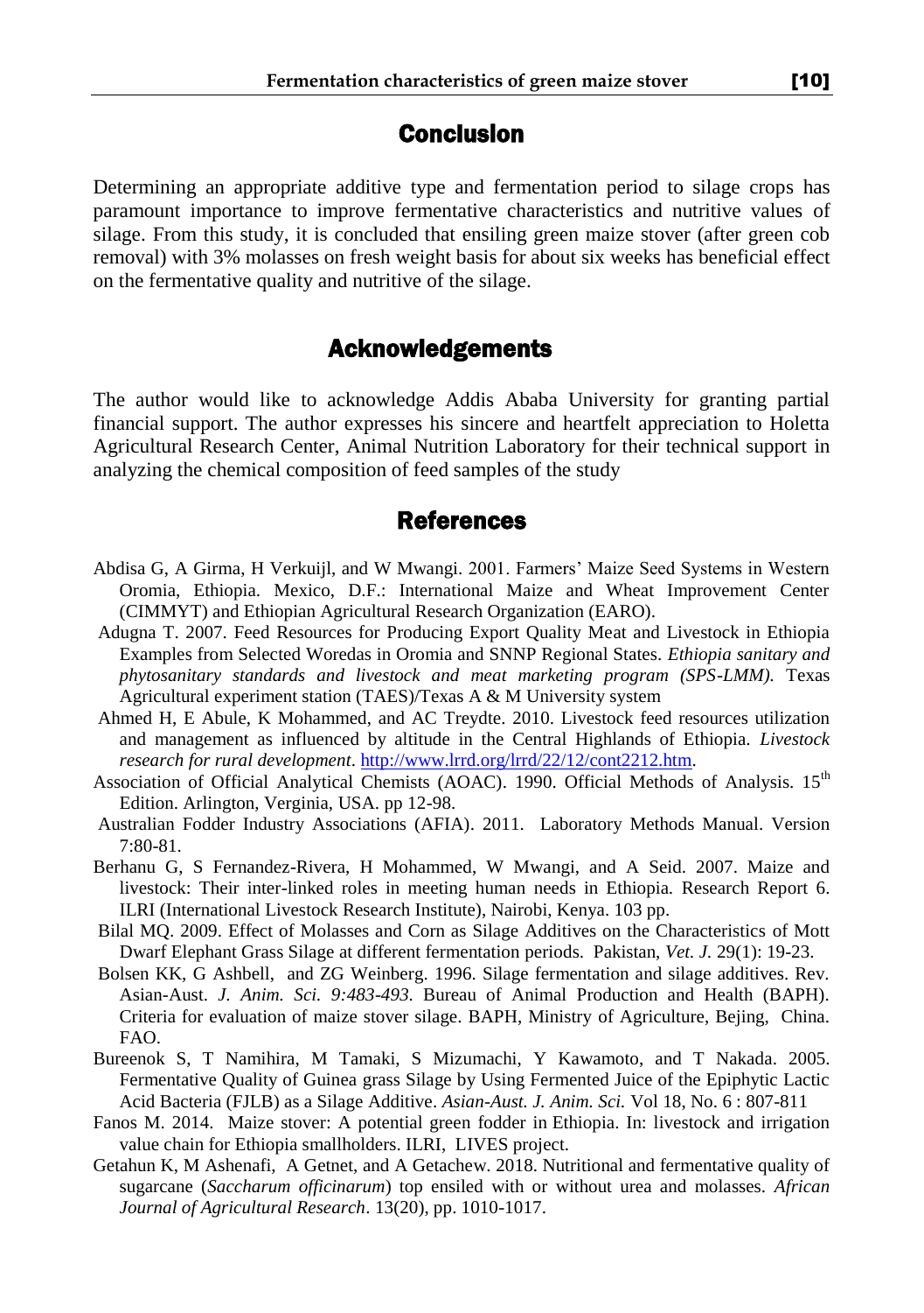## Conclusion

Determining an appropriate additive type and fermentation period to silage crops has paramount importance to improve fermentative characteristics and nutritive values of silage. From this study, it is concluded that ensiling green maize stover (after green cob removal) with 3% molasses on fresh weight basis for about six weeks has beneficial effect on the fermentative quality and nutritive of the silage.

## Acknowledgements

The author would like to acknowledge Addis Ababa University for granting partial financial support. The author expresses his sincere and heartfelt appreciation to Holetta Agricultural Research Center, Animal Nutrition Laboratory for their technical support in analyzing the chemical composition of feed samples of the study

## References

Abdisa G, A Girma, H Verkuijl, and W Mwangi. 2001. Farmers' Maize Seed Systems in Western Oromia, Ethiopia. Mexico, D.F.: International Maize and Wheat Improvement Center (CIMMYT) and Ethiopian Agricultural Research Organization (EARO).

Adugna T. 2007. Feed Resources for Producing Export Quality Meat and Livestock in Ethiopia Examples from Selected Woredas in Oromia and SNNP Regional States. *Ethiopia sanitary and phytosanitary standards and livestock and meat marketing program (SPS-LMM).* Texas Agricultural experiment station (TAES)/Texas A & M University system

Ahmed H, E Abule, K Mohammed, and AC Treydte. 2010. Livestock feed resources utilization and management as influenced by altitude in the Central Highlands of Ethiopia. *Livestock research for rural development*. http://www.lrrd.org/lrrd/22/12/cont2212.htm.

Association of Official Analytical Chemists (AOAC). 1990. Official Methods of Analysis. 15th Edition. Arlington, Verginia, USA. pp 12-98.

Australian Fodder Industry Associations (AFIA). 2011. Laboratory Methods Manual. Version 7:80-81.

Berhanu G, S Fernandez-Rivera, H Mohammed, W Mwangi, and A Seid. 2007. Maize and livestock: Their inter-linked roles in meeting human needs in Ethiopia. Research Report 6. ILRI (International Livestock Research Institute), Nairobi, Kenya. 103 pp.

Bilal MQ. 2009. Effect of Molasses and Corn as Silage Additives on the Characteristics of Mott Dwarf Elephant Grass Silage at different fermentation periods. Pakistan, *Vet. J.* 29(1): 19-23.

Bolsen KK, G Ashbell, and ZG Weinberg. 1996. Silage fermentation and silage additives. Rev. Asian-Aust. *J. Anim. Sci. 9:483-493*. Bureau of Animal Production and Health (BAPH). Criteria for evaluation of maize stover silage. BAPH, Ministry of Agriculture, Bejing, China. FAO.

Bureenok S, T Namihira, M Tamaki, S Mizumachi, Y Kawamoto, and T Nakada. 2005. Fermentative Quality of Guinea grass Silage by Using Fermented Juice of the Epiphytic Lactic Acid Bacteria (FJLB) as a Silage Additive. *Asian-Aust. J. Anim. Sci.* Vol 18, No. 6 : 807-811

Fanos M. 2014. Maize stover: A potential green fodder in Ethiopia. In: livestock and irrigation value chain for Ethiopia smallholders. ILRI, LIVES project.

Getahun K, M Ashenafi, A Getnet, and A Getachew. 2018. Nutritional and fermentative quality of sugarcane (*Saccharum officinarum*) top ensiled with or without urea and molasses. *African Journal of Agricultural Research*. 13(20), pp. 1010-1017.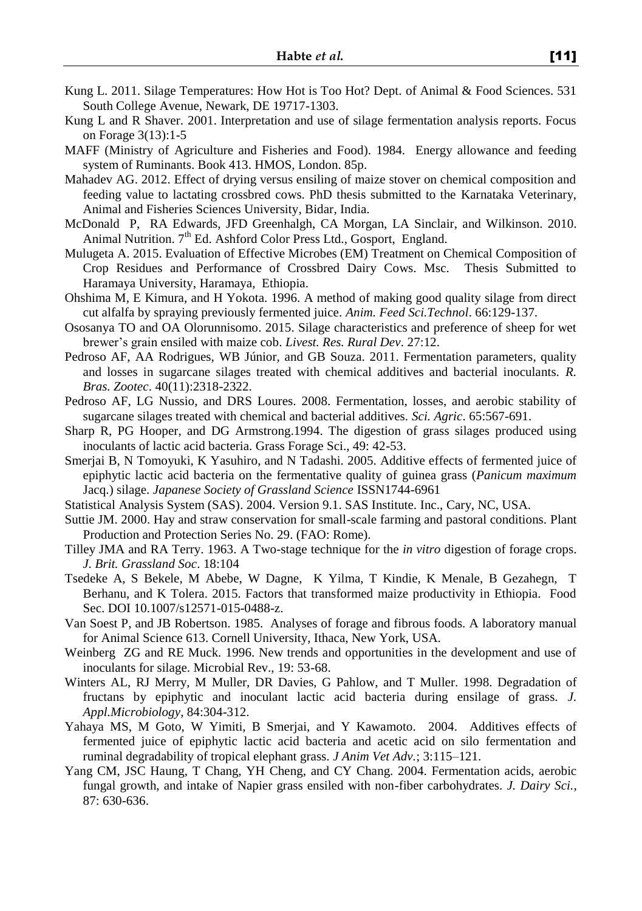Kung L. 2011. Silage Temperatures: How Hot is Too Hot? Dept. of Animal & Food Sciences. 531 South College Avenue, Newark, DE 19717-1303.

Kung L and R Shaver. 2001. Interpretation and use of silage fermentation analysis reports. Focus on Forage 3(13):1-5

MAFF (Ministry of Agriculture and Fisheries and Food). 1984. Energy allowance and feeding system of Ruminants. Book 413. HMOS, London. 85p.

Mahadev AG. 2012. Effect of drying versus ensiling of maize stover on chemical composition and feeding value to lactating crossbred cows. PhD thesis submitted to the Karnataka Veterinary, Animal and Fisheries Sciences University, Bidar, India.

McDonald P, RA Edwards, JFD Greenhalgh, CA Morgan, LA Sinclair, and Wilkinson. 2010. Animal Nutrition. 7th Ed. Ashford Color Press Ltd., Gosport, England.

Mulugeta A. 2015. Evaluation of Effective Microbes (EM) Treatment on Chemical Composition of Crop Residues and Performance of Crossbred Dairy Cows. Msc. Thesis Submitted to Haramaya University, Haramaya, Ethiopia.

Ohshima M, E Kimura, and H Yokota. 1996. A method of making good quality silage from direct cut alfalfa by spraying previously fermented juice. *Anim. Feed Sci.Technol*. 66:129-137.

Ososanya TO and OA Olorunnisomo. 2015. Silage characteristics and preference of sheep for wet brewer's grain ensiled with maize cob. *Livest. Res. Rural Dev*. 27:12.

Pedroso AF, AA Rodrigues, WB Júnior, and GB Souza. 2011. Fermentation parameters, quality and losses in sugarcane silages treated with chemical additives and bacterial inoculants. *R. Bras. Zootec*. 40(11):2318-2322.

Pedroso AF, LG Nussio, and DRS Loures. 2008. Fermentation, losses, and aerobic stability of sugarcane silages treated with chemical and bacterial additives. *Sci. Agric*. 65:567-691.

Sharp R, PG Hooper, and DG Armstrong.1994. The digestion of grass silages produced using inoculants of lactic acid bacteria. Grass Forage Sci., 49: 42-53.

Smerjai B, N Tomoyuki, K Yasuhiro, and N Tadashi. 2005. Additive effects of fermented juice of epiphytic lactic acid bacteria on the fermentative quality of guinea grass (*Panicum maximum* Jacq.) silage. *Japanese Society of Grassland Science* ISSN1744-6961

Statistical Analysis System (SAS). 2004. Version 9.1. SAS Institute. Inc., Cary, NC, USA.

Suttie JM. 2000. Hay and straw conservation for small-scale farming and pastoral conditions. Plant Production and Protection Series No. 29. (FAO: Rome).

Tilley JMA and RA Terry. 1963. A Two-stage technique for the *in vitro* digestion of forage crops. *J. Brit. Grassland Soc*. 18:104

Tsedeke A, S Bekele, M Abebe, W Dagne, K Yilma, T Kindie, K Menale, B Gezahegn, T Berhanu, and K Tolera. 2015. Factors that transformed maize productivity in Ethiopia. Food Sec. DOI 10.1007/s12571-015-0488-z.

Van Soest P, and JB Robertson. 1985. Analyses of forage and fibrous foods. A laboratory manual for Animal Science 613. Cornell University, Ithaca, New York, USA.

Weinberg ZG and RE Muck. 1996. New trends and opportunities in the development and use of inoculants for silage. Microbial Rev., 19: 53-68.

Winters AL, RJ Merry, M Muller, DR Davies, G Pahlow, and T Muller. 1998. Degradation of fructans by epiphytic and inoculant lactic acid bacteria during ensilage of grass. *J. Appl.Microbiology*, 84:304-312.

Yahaya MS, M Goto, W Yimiti, B Smerjai, and Y Kawamoto. 2004. Additives effects of fermented juice of epiphytic lactic acid bacteria and acetic acid on silo fermentation and ruminal degradability of tropical elephant grass. *J Anim Vet Adv.*; 3:115–121.

Yang CM, JSC Haung, T Chang, YH Cheng, and CY Chang. 2004. Fermentation acids, aerobic fungal growth, and intake of Napier grass ensiled with non-fiber carbohydrates. *J. Dairy Sci.*, 87: 630-636.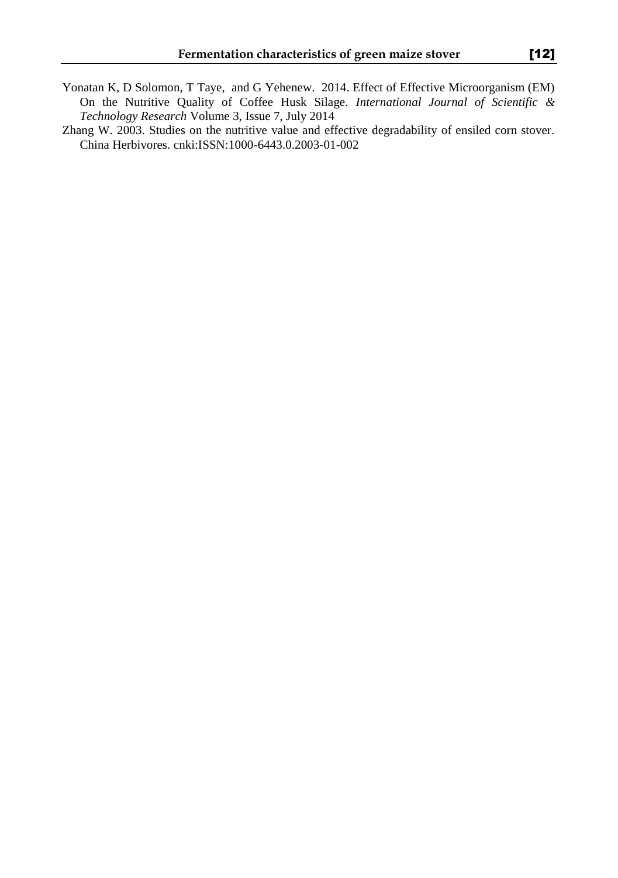Yonatan K, D Solomon, T Taye, and G Yehenew. 2014. Effect of Effective Microorganism (EM) On the Nutritive Quality of Coffee Husk Silage. *International Journal of Scientific & Technology Research* Volume 3, Issue 7, July 2014

Zhang W. 2003. Studies on the nutritive value and effective degradability of ensiled corn stover. China Herbivores. cnki:ISSN:1000-6443.0.2003-01-002